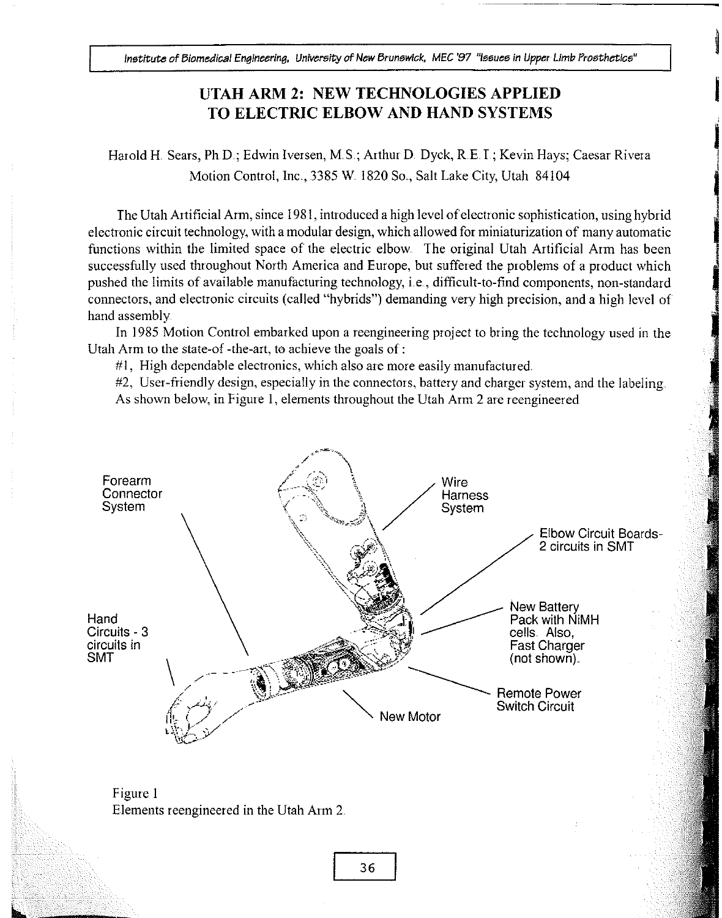# UTAH ARM 2: NEW TECHNOLOGIES APPLIED TO ELECTRIC ELBOW AND HAND SYSTEMS

Harold H. Sears, Ph.D.; Edwin Iversen, M.S.; Arthur D. Dyck, R.E.T.; Kevin Hays; Caesar Rivera
Motion Control, Inc., 3385 W. 1820 So., Salt Lake City, Utah 84104

The Utah Artificial Arm, since 1981, introduced a high level of electronic sophistication, using hybrid electronic circuit technology, with a modular design, which allowed for miniaturization of many automatic functions within the limited space of the electric elbow. The original Utah Artificial Arm has been successfully used throughout North America and Europe, but suffered the problems of a product which pushed the limits of available manufacturing technology, i.e., difficult-to-find components, non-standard connectors, and electronic circuits (called "hybrids") demanding very high precision, and a high level of hand assembly.

In 1985 Motion Control embarked upon a reengineering project to bring the technology used in the Utah Arm to the state-of -the-art, to achieve the goals of :

#1, High dependable electronics, which also are more easily manufactured.

#2, User-friendly design, especially in the connectors, battery and charger system, and the labeling.

As shown below, in Figure 1, elements throughout the Utah Arm 2 are reengineered

Forearm Connector System

Wire Harness System

Elbow Circuit Boards- 2 circuits in SMT

New Battery Pack with NiMH cells. Also, Fast Charger (not shown).

Hand Circuits - 3 circuits in SMT

Remote Power Switch Circuit

New Motor

Figure 1
Elements reengineered in the Utah Arm 2.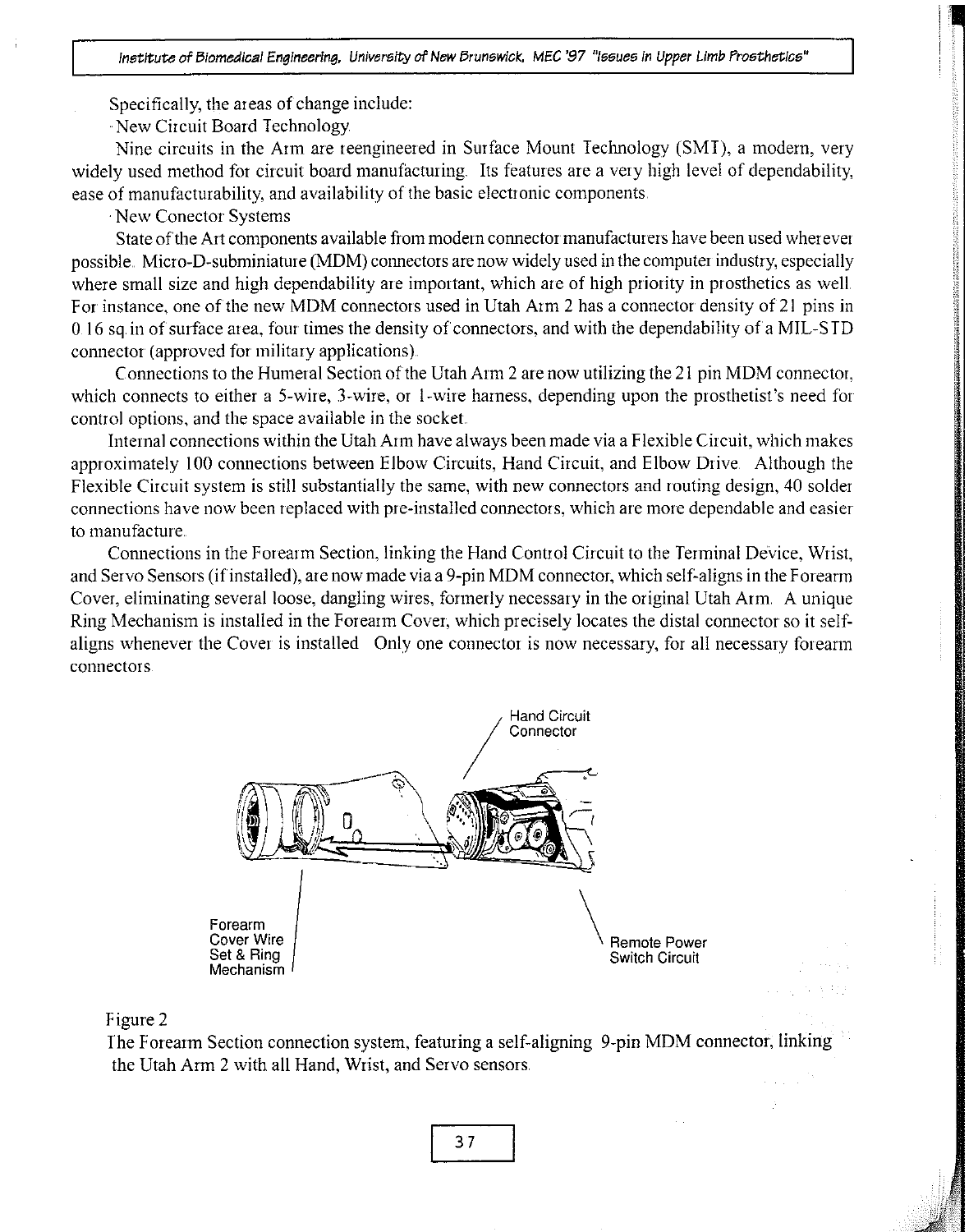Specifically, the areas of change include:

- New Circuit Board Technology

Nine circuits in the Arm are reengineered in Surface Mount Technology (SMT), a modern, very widely used method for circuit board manufacturing. Its features are a very high level of dependability, ease of manufacturability, and availability of the basic electronic components.

- New Conector Systems

State of the Art components available from modern connector manufacturers have been used wherever possible. Micro-D-subminiature (MDM) connectors are now widely used in the computer industry, especially where small size and high dependability are important, which are of high priority in prosthetics as well. For instance, one of the new MDM connectors used in Utah Arm 2 has a connector density of 21 pins in 0.16 sq.in of surface area, four times the density of connectors, and with the dependability of a MIL-STD connector (approved for military applications).

Connections to the Humeral Section of the Utah Arm 2 are now utilizing the 21 pin MDM connector, which connects to either a 5-wire, 3-wire, or 1-wire harness, depending upon the prosthetist's need for control options, and the space available in the socket.

Internal connections within the Utah Arm have always been made via a Flexible Circuit, which makes approximately 100 connections between Elbow Circuits, Hand Circuit, and Elbow Drive. Although the Flexible Circuit system is still substantially the same, with new connectors and routing design, 40 solder connections have now been replaced with pre-installed connectors, which are more dependable and easier to manufacture.

Connections in the Forearm Section, linking the Hand Control Circuit to the Terminal Device, Wrist, and Servo Sensors (if installed), are now made via a 9-pin MDM connector, which self-aligns in the Forearm Cover, eliminating several loose, dangling wires, formerly necessary in the original Utah Arm. A unique Ring Mechanism is installed in the Forearm Cover, which precisely locates the distal connector so it self-aligns whenever the Cover is installed. Only one connector is now necessary, for all necessary forearm connectors.

Hand Circuit Connector

Forearm Cover Wire Set & Ring Mechanism

Remote Power Switch Circuit

Figure 2
The Forearm Section connection system, featuring a self-aligning 9-pin MDM connector, linking the Utah Arm 2 with all Hand, Wrist, and Servo sensors.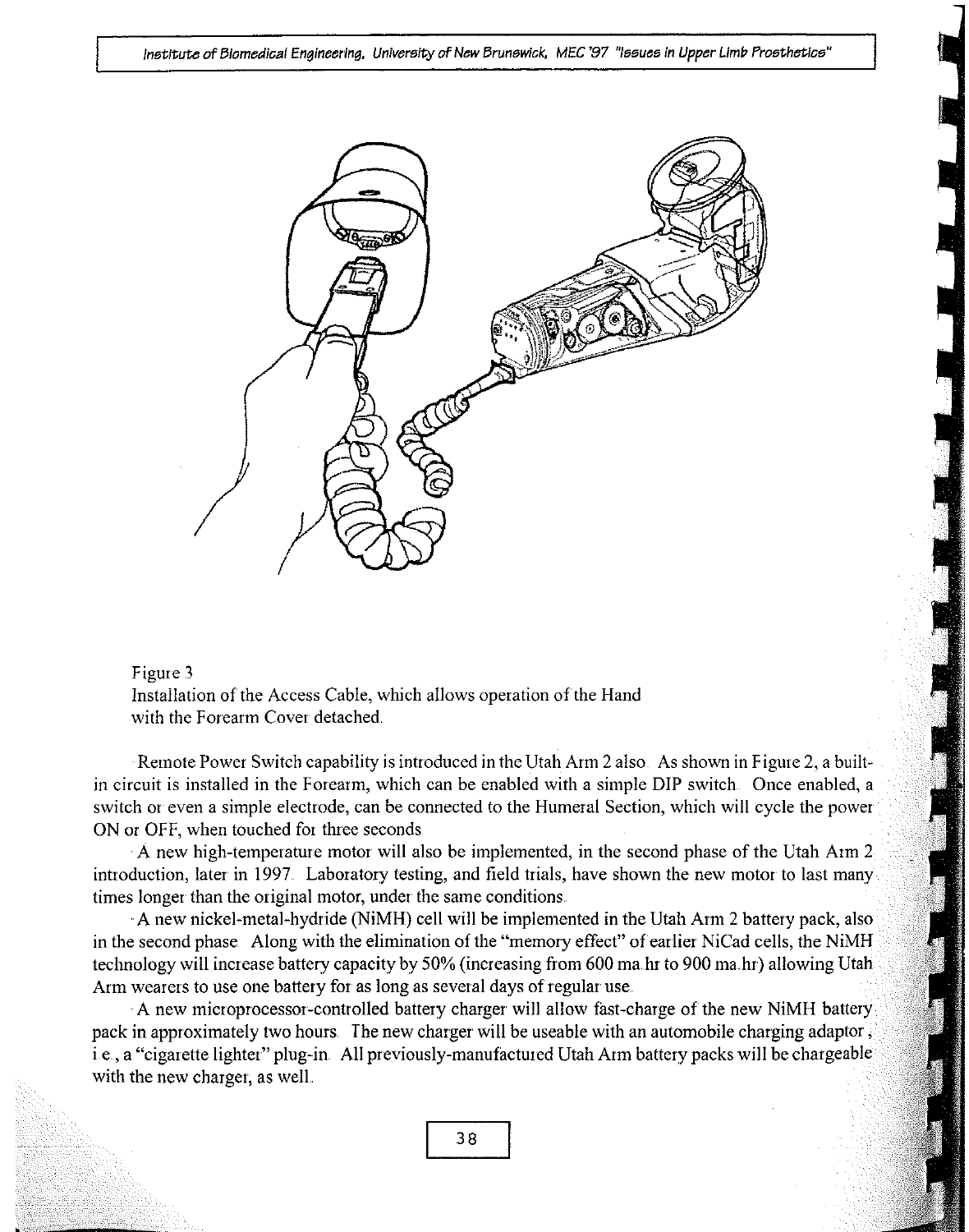Figure 3
Installation of the Access Cable, which allows operation of the Hand with the Forearm Cover detached.

Remote Power Switch capability is introduced in the Utah Arm 2 also. As shown in Figure 2, a built-in circuit is installed in the Forearm, which can be enabled with a simple DIP switch. Once enabled, a switch or even a simple electrode, can be connected to the Humeral Section, which will cycle the power ON or OFF, when touched for three seconds.

A new high-temperature motor will also be implemented, in the second phase of the Utah Arm 2 introduction, later in 1997. Laboratory testing, and field trials, have shown the new motor to last many times longer than the original motor, under the same conditions.

A new nickel-metal-hydride (NiMH) cell will be implemented in the Utah Arm 2 battery pack, also in the second phase. Along with the elimination of the "memory effect" of earlier NiCad cells, the NiMH technology will increase battery capacity by 50% (increasing from 600 ma.hr to 900 ma.hr) allowing Utah Arm wearers to use one battery for as long as several days of regular use.

A new microprocessor-controlled battery charger will allow fast-charge of the new NiMH battery pack in approximately two hours. The new charger will be useable with an automobile charging adaptor, i.e., a "cigarette lighter" plug-in. All previously-manufactured Utah Arm battery packs will be chargeable with the new charger, as well.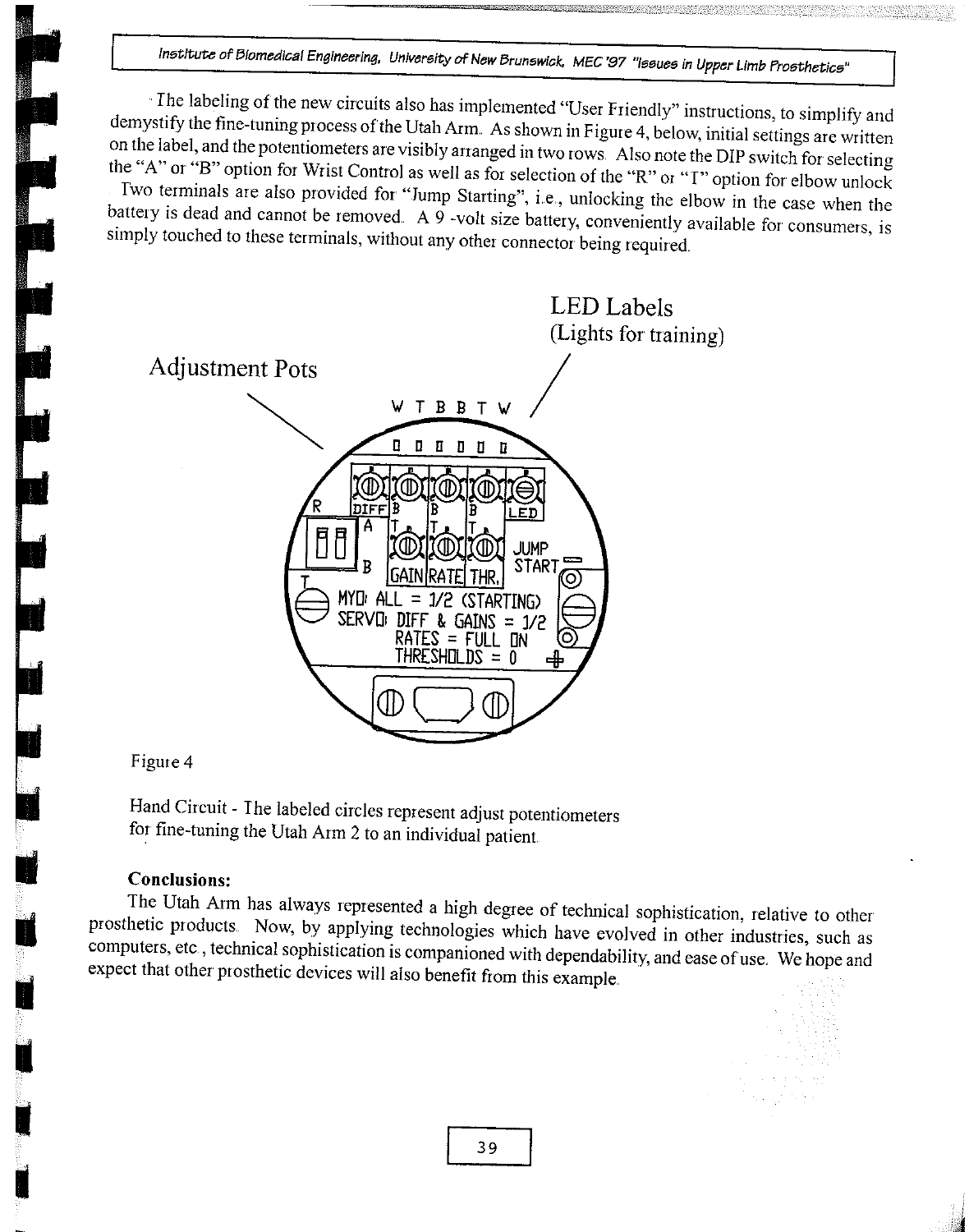The labeling of the new circuits also has implemented "User Friendly" instructions, to simplify and demystify the fine-tuning process of the Utah Arm. As shown in Figure 4, below, initial settings are written on the label, and the potentiometers are visibly arranged in two rows. Also note the DIP switch for selecting the "A" or "B" option for Wrist Control as well as for selection of the "R" or "T" option for elbow unlock. Two terminals are also provided for "Jump Starting", i.e., unlocking the elbow in the case when the battery is dead and cannot be removed. A 9 -volt size battery, conveniently available for consumers, is simply touched to these terminals, without any other connector being required.

LED Labels
(Lights for training)

Adjustment Pots

W T B B T W

R
A
B
T
DIFF
B
T
B
T
B
T
LED
GAIN
RATE
THR.
JUMP
START
MYO: ALL = 1/2 (STARTING)
SERVO: DIFF & GAINS = 1/2
RATES = FULL ON
THRESHOLDS = 0

Figure 4

Hand Circuit - The labeled circles represent adjust potentiometers for fine-tuning the Utah Arm 2 to an individual patient.

**Conclusions:**

The Utah Arm has always represented a high degree of technical sophistication, relative to other prosthetic products. Now, by applying technologies which have evolved in other industries, such as computers, etc., technical sophistication is companioned with dependability, and ease of use. We hope and expect that other prosthetic devices will also benefit from this example.